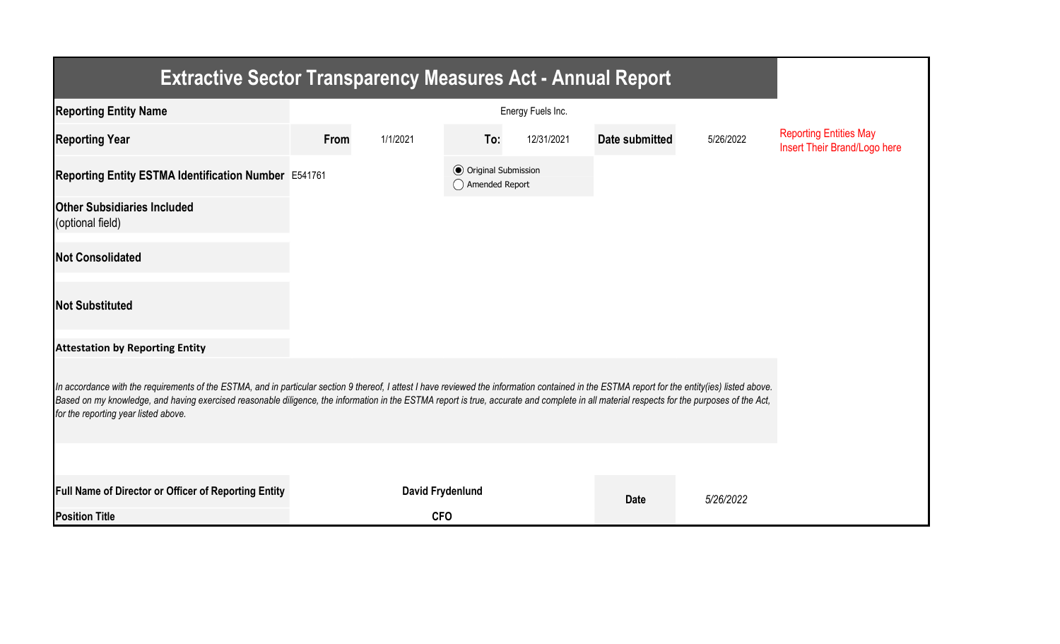# Extractive Sector Transparency Measures Act - Annual Report

| | | | | | | | |
|---|---|---|---|---|---|---|---|
| **Reporting Entity Name** | Energy Fuels Inc. | | | | | | |
| **Reporting Year** | **From** | 1/1/2021 | **To:** | 12/31/2021 | **Date submitted** | 5/26/2022 | Reporting Entities May Insert Their Brand/Logo here |
| **Reporting Entity ESTMA Identification Number** | E541761 | | ◉ Original Submission ◯ Amended Report | | | | |
| **Other Subsidiaries Included** (optional field) | | | | | | | |
| **Not Consolidated** | | | | | | | |
| **Not Substituted** | | | | | | | |

**Attestation by Reporting Entity**

*In accordance with the requirements of the ESTMA, and in particular section 9 thereof, I attest I have reviewed the information contained in the ESTMA report for the entity(ies) listed above. Based on my knowledge, and having exercised reasonable diligence, the information in the ESTMA report is true, accurate and complete in all material respects for the purposes of the Act, for the reporting year listed above.*

| | | | |
|---|---|---|---|
| **Full Name of Director or Officer of Reporting Entity** | **David Frydenlund** | **Date** | *5/26/2022* |
| **Position Title** | **CFO** | | |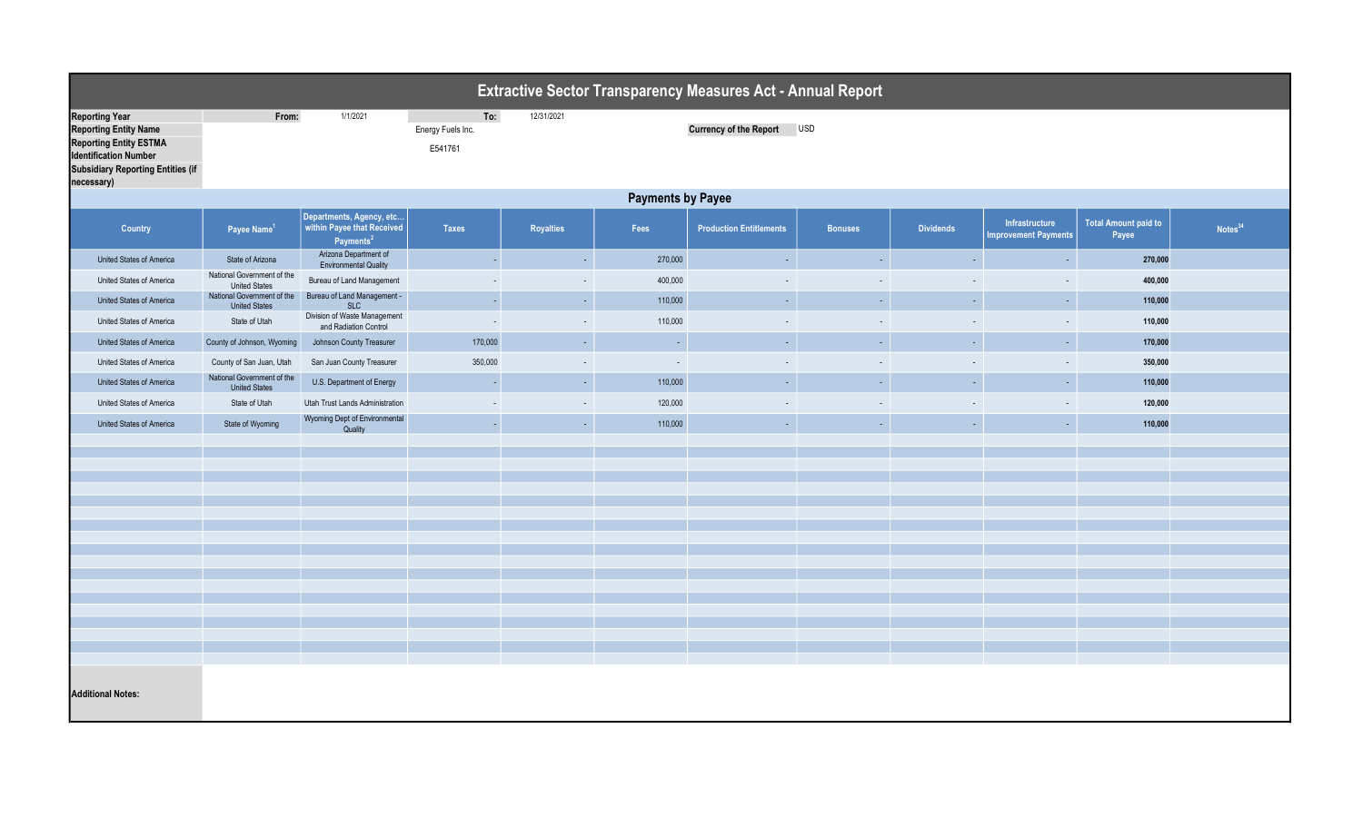# Extractive Sector Transparency Measures Act - Annual Report

| | | | | | |
|---|---|---|---|---|---|
| **Reporting Year** | **From:** | 1/1/2021 | **To:** | 12/31/2021 | |
| **Reporting Entity Name** | | | Energy Fuels Inc. | **Currency of the Report** | USD |
| **Reporting Entity ESTMA Identification Number** | | | E541761 | | |
| **Subsidiary Reporting Entities (if necessary)** | | | | | |

## Payments by Payee

| Country | Payee Name[1] | Departments, Agency, etc... within Payee that Received Payments[2] | Taxes | Royalties | Fees | Production Entitlements | Bonuses | Dividends | Infrastructure Improvement Payments | Total Amount paid to Payee | Notes[34] |
|---|---|---|---|---|---|---|---|---|---|---|---|
| United States of America | State of Arizona | Arizona Department of Environmental Quality | - | - | 270,000 | - | - | - | - | **270,000** | |
| United States of America | National Government of the United States | Bureau of Land Management | - | - | 400,000 | - | - | - | - | **400,000** | |
| United States of America | National Government of the United States | Bureau of Land Management - SLC | - | - | 110,000 | - | - | - | - | **110,000** | |
| United States of America | State of Utah | Division of Waste Management and Radiation Control | - | - | 110,000 | - | - | - | - | **110,000** | |
| United States of America | County of Johnson, Wyoming | Johnson County Treasurer | 170,000 | - | - | - | - | - | - | **170,000** | |
| United States of America | County of San Juan, Utah | San Juan County Treasurer | 350,000 | - | - | - | - | - | - | **350,000** | |
| United States of America | National Government of the United States | U.S. Department of Energy | - | - | 110,000 | - | - | - | - | **110,000** | |
| United States of America | State of Utah | Utah Trust Lands Administration | - | - | 120,000 | - | - | - | - | **120,000** | |
| United States of America | State of Wyoming | Wyoming Dept of Environmental Quality | - | - | 110,000 | - | - | - | - | **110,000** | |

**Additional Notes:**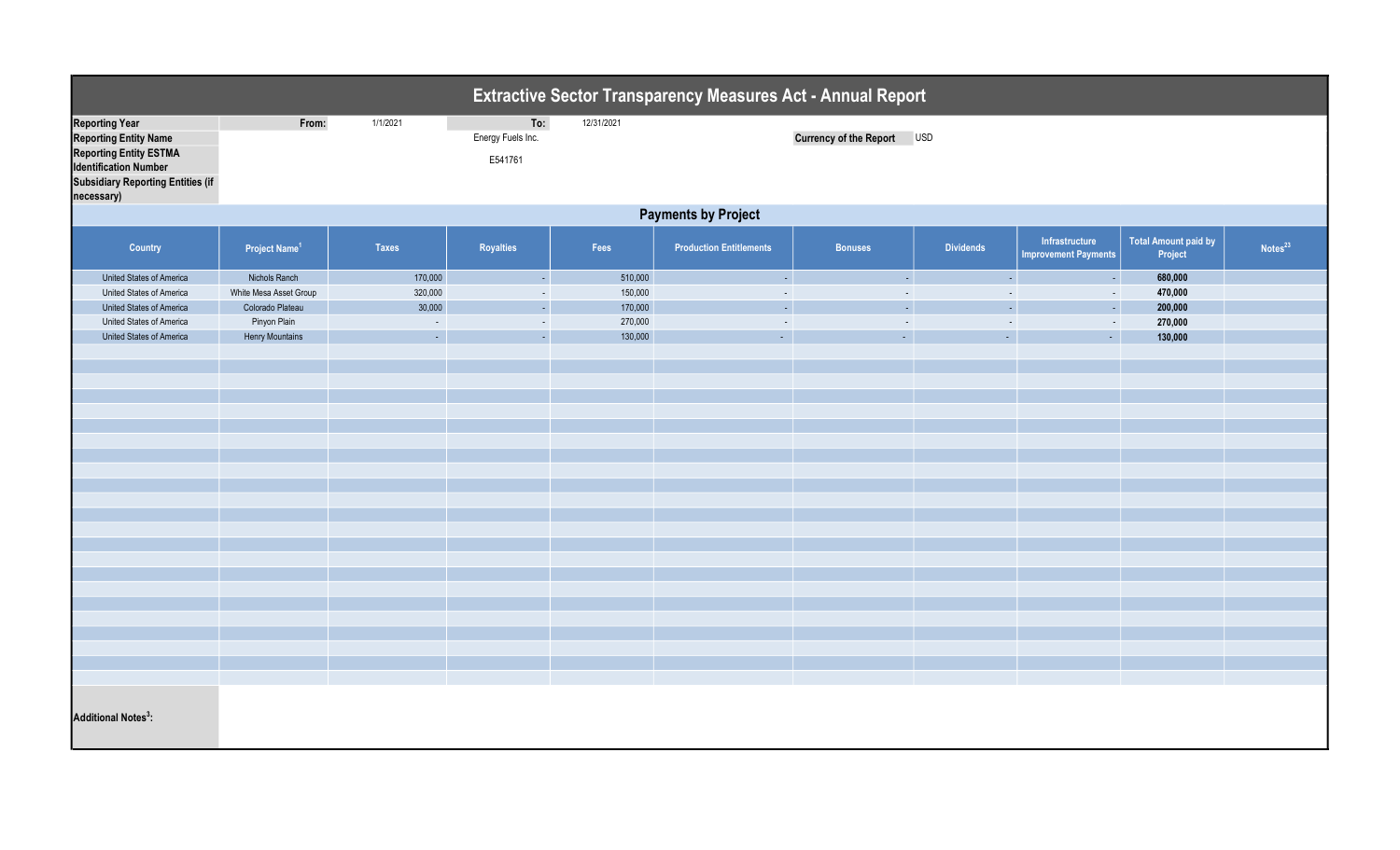# Extractive Sector Transparency Measures Act - Annual Report

| | | | | | |
|---|---|---|---|---|---|
| **Reporting Year** | **From:** | 1/1/2021 | **To:** | 12/31/2021 | |
| **Reporting Entity Name** | | | Energy Fuels Inc. | **Currency of the Report** | USD |
| **Reporting Entity ESTMA Identification Number** | | | E541761 | | |
| **Subsidiary Reporting Entities (if necessary)** | | | | | |

## Payments by Project

| Country | Project Name[1] | Taxes | Royalties | Fees | Production Entitlements | Bonuses | Dividends | Infrastructure Improvement Payments | Total Amount paid by Project | Notes[23] |
|---|---|---|---|---|---|---|---|---|---|---|
| United States of America | Nichols Ranch | 170,000 | - | 510,000 | - | - | - | - | **680,000** | |
| United States of America | White Mesa Asset Group | 320,000 | - | 150,000 | - | - | - | - | **470,000** | |
| United States of America | Colorado Plateau | 30,000 | - | 170,000 | - | - | - | - | **200,000** | |
| United States of America | Pinyon Plain | - | - | 270,000 | - | - | - | - | **270,000** | |
| United States of America | Henry Mountains | - | - | 130,000 | - | - | - | - | **130,000** | |

**Additional Notes[3]:**